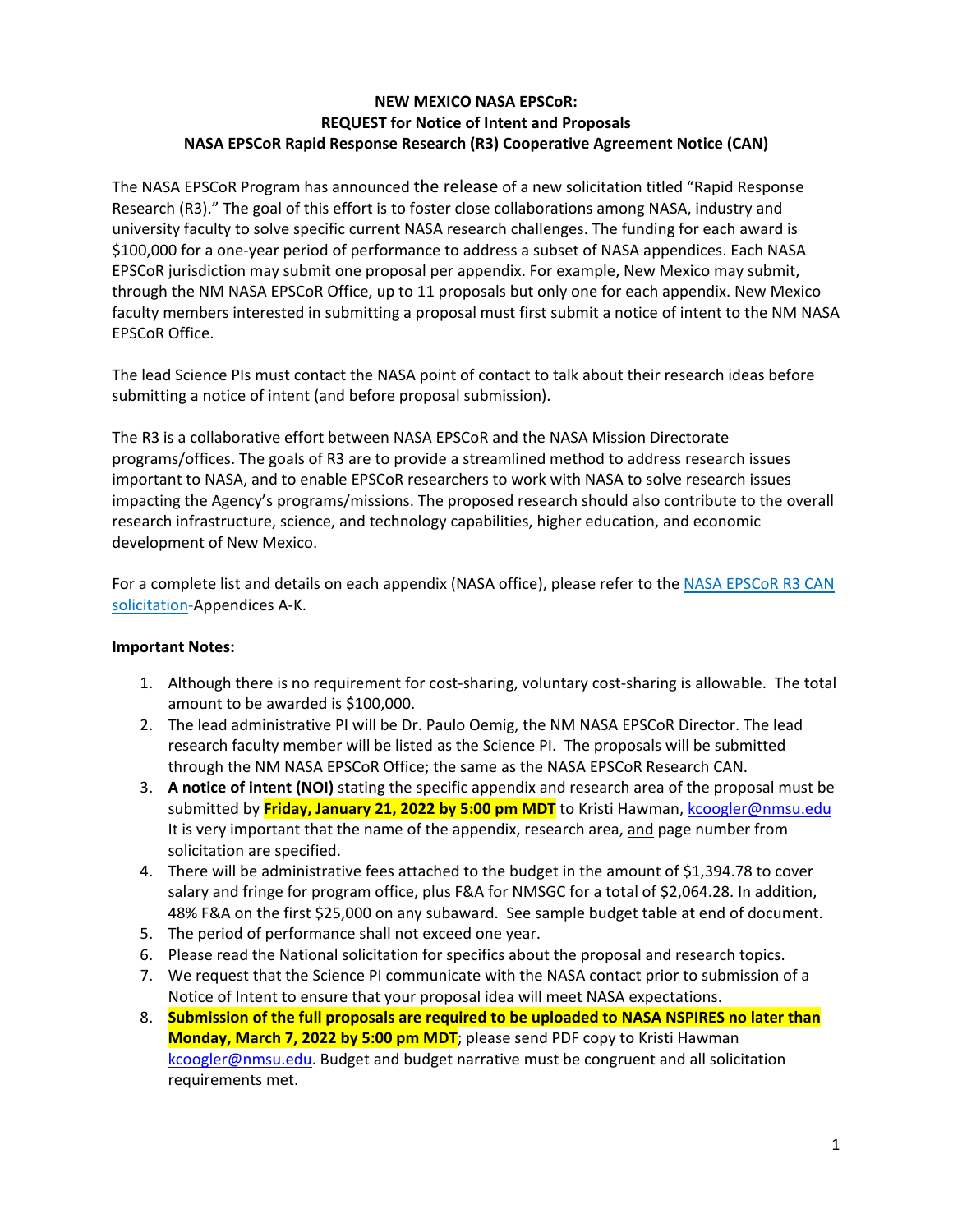**NEW MEXICO NASA EPSCoR:**
**REQUEST for Notice of Intent and Proposals**
**NASA EPSCoR Rapid Response Research (R3) Cooperative Agreement Notice (CAN)**

The NASA EPSCoR Program has announced the release of a new solicitation titled "Rapid Response Research (R3)." The goal of this effort is to foster close collaborations among NASA, industry and university faculty to solve specific current NASA research challenges. The funding for each award is $100,000 for a one-year period of performance to address a subset of NASA appendices. Each NASA EPSCoR jurisdiction may submit one proposal per appendix. For example, New Mexico may submit, through the NM NASA EPSCoR Office, up to 11 proposals but only one for each appendix. New Mexico faculty members interested in submitting a proposal must first submit a notice of intent to the NM NASA EPSCoR Office.

The lead Science PIs must contact the NASA point of contact to talk about their research ideas before submitting a notice of intent (and before proposal submission).

The R3 is a collaborative effort between NASA EPSCoR and the NASA Mission Directorate programs/offices. The goals of R3 are to provide a streamlined method to address research issues important to NASA, and to enable EPSCoR researchers to work with NASA to solve research issues impacting the Agency's programs/missions. The proposed research should also contribute to the overall research infrastructure, science, and technology capabilities, higher education, and economic development of New Mexico.

For a complete list and details on each appendix (NASA office), please refer to the NASA EPSCoR R3 CAN solicitation-Appendices A-K.

**Important Notes:**

1. Although there is no requirement for cost-sharing, voluntary cost-sharing is allowable. The total amount to be awarded is $100,000.
2. The lead administrative PI will be Dr. Paulo Oemig, the NM NASA EPSCoR Director. The lead research faculty member will be listed as the Science PI. The proposals will be submitted through the NM NASA EPSCoR Office; the same as the NASA EPSCoR Research CAN.
3. **A notice of intent (NOI)** stating the specific appendix and research area of the proposal must be submitted by **Friday, January 21, 2022 by 5:00 pm MDT** to Kristi Hawman, kcoogler@nmsu.edu It is very important that the name of the appendix, research area, and page number from solicitation are specified.
4. There will be administrative fees attached to the budget in the amount of $1,394.78 to cover salary and fringe for program office, plus F&A for NMSGC for a total of $2,064.28. In addition, 48% F&A on the first $25,000 on any subaward. See sample budget table at end of document.
5. The period of performance shall not exceed one year.
6. Please read the National solicitation for specifics about the proposal and research topics.
7. We request that the Science PI communicate with the NASA contact prior to submission of a Notice of Intent to ensure that your proposal idea will meet NASA expectations.
8. **Submission of the full proposals are required to be uploaded to NASA NSPIRES no later than Monday, March 7, 2022 by 5:00 pm MDT**; please send PDF copy to Kristi Hawman kcoogler@nmsu.edu. Budget and budget narrative must be congruent and all solicitation requirements met.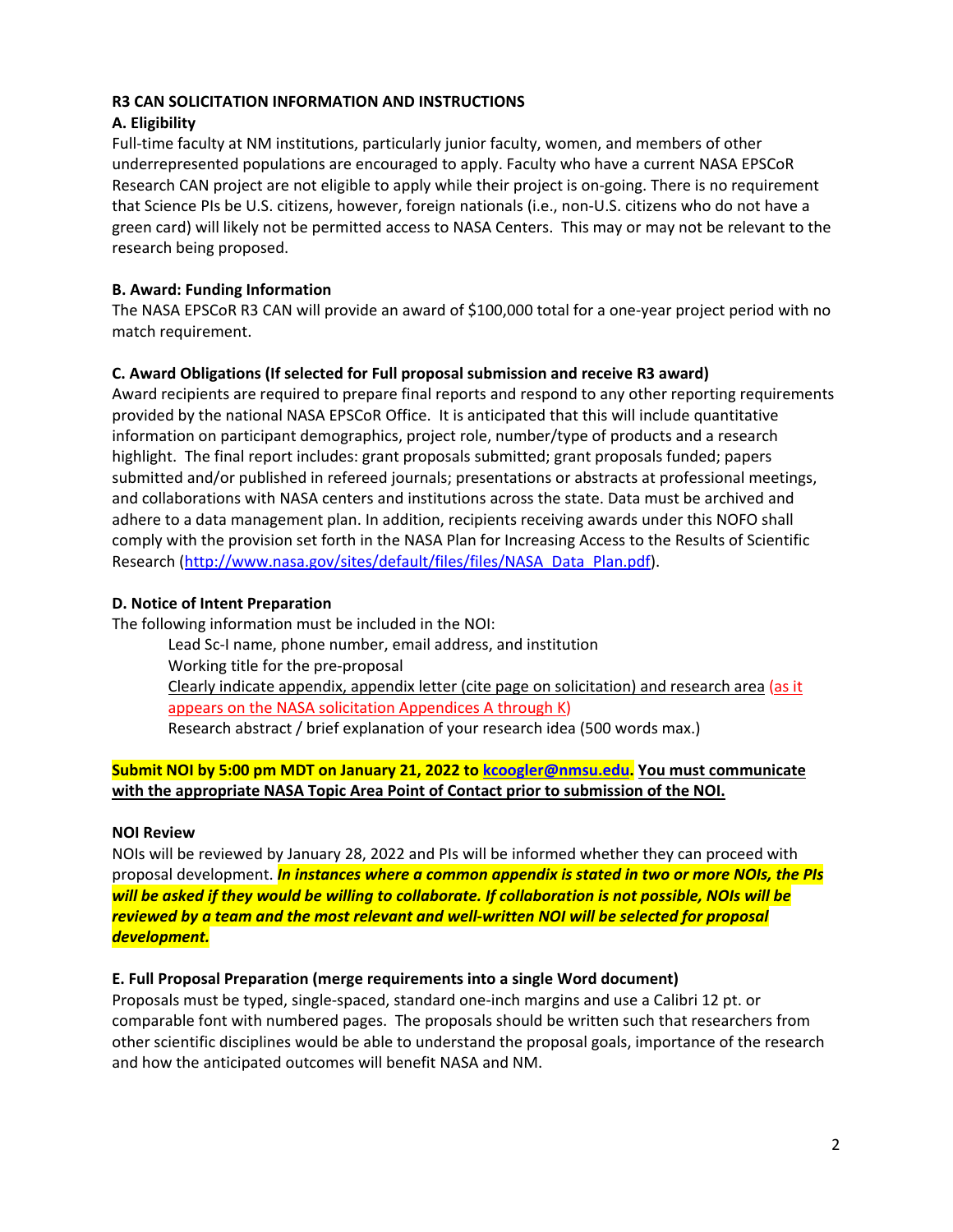### R3 CAN SOLICITATION INFORMATION AND INSTRUCTIONS

#### A. Eligibility

Full-time faculty at NM institutions, particularly junior faculty, women, and members of other underrepresented populations are encouraged to apply. Faculty who have a current NASA EPSCoR Research CAN project are not eligible to apply while their project is on-going. There is no requirement that Science PIs be U.S. citizens, however, foreign nationals (i.e., non-U.S. citizens who do not have a green card) will likely not be permitted access to NASA Centers. This may or may not be relevant to the research being proposed.

#### B. Award: Funding Information

The NASA EPSCoR R3 CAN will provide an award of $100,000 total for a one-year project period with no match requirement.

#### C. Award Obligations (If selected for Full proposal submission and receive R3 award)

Award recipients are required to prepare final reports and respond to any other reporting requirements provided by the national NASA EPSCoR Office. It is anticipated that this will include quantitative information on participant demographics, project role, number/type of products and a research highlight. The final report includes: grant proposals submitted; grant proposals funded; papers submitted and/or published in refereed journals; presentations or abstracts at professional meetings, and collaborations with NASA centers and institutions across the state. Data must be archived and adhere to a data management plan. In addition, recipients receiving awards under this NOFO shall comply with the provision set forth in the NASA Plan for Increasing Access to the Results of Scientific Research (http://www.nasa.gov/sites/default/files/files/NASA_Data_Plan.pdf).

#### D. Notice of Intent Preparation

The following information must be included in the NOI:

- Lead Sc-I name, phone number, email address, and institution
- Working title for the pre-proposal
- Clearly indicate appendix, appendix letter (cite page on solicitation) and research area (as it appears on the NASA solicitation Appendices A through K)
- Research abstract / brief explanation of your research idea (500 words max.)

**Submit NOI by 5:00 pm MDT on January 21, 2022 to kcoogler@nmsu.edu. You must communicate with the appropriate NASA Topic Area Point of Contact prior to submission of the NOI.**

#### NOI Review

NOIs will be reviewed by January 28, 2022 and PIs will be informed whether they can proceed with proposal development. ***In instances where a common appendix is stated in two or more NOIs, the PIs will be asked if they would be willing to collaborate. If collaboration is not possible, NOIs will be reviewed by a team and the most relevant and well-written NOI will be selected for proposal development.***

#### E. Full Proposal Preparation (merge requirements into a single Word document)

Proposals must be typed, single-spaced, standard one-inch margins and use a Calibri 12 pt. or comparable font with numbered pages. The proposals should be written such that researchers from other scientific disciplines would be able to understand the proposal goals, importance of the research and how the anticipated outcomes will benefit NASA and NM.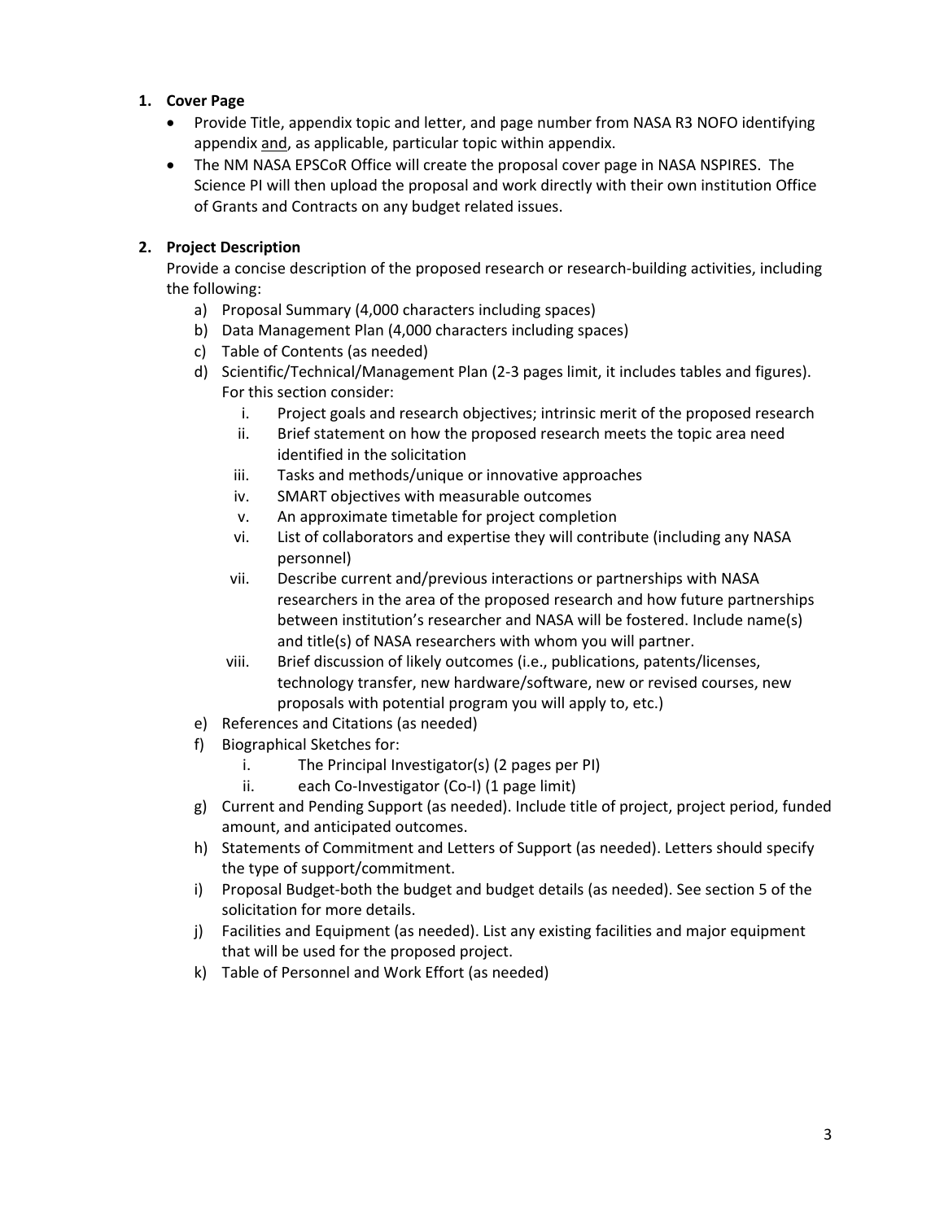1. **Cover Page**
   - Provide Title, appendix topic and letter, and page number from NASA R3 NOFO identifying appendix <u>and</u>, as applicable, particular topic within appendix.
   - The NM NASA EPSCoR Office will create the proposal cover page in NASA NSPIRES. The Science PI will then upload the proposal and work directly with their own institution Office of Grants and Contracts on any budget related issues.

2. **Project Description**

   Provide a concise description of the proposed research or research-building activities, including the following:

   a) Proposal Summary (4,000 characters including spaces)
   b) Data Management Plan (4,000 characters including spaces)
   c) Table of Contents (as needed)
   d) Scientific/Technical/Management Plan (2-3 pages limit, it includes tables and figures). For this section consider:
      i. Project goals and research objectives; intrinsic merit of the proposed research
      ii. Brief statement on how the proposed research meets the topic area need identified in the solicitation
      iii. Tasks and methods/unique or innovative approaches
      iv. SMART objectives with measurable outcomes
      v. An approximate timetable for project completion
      vi. List of collaborators and expertise they will contribute (including any NASA personnel)
      vii. Describe current and/previous interactions or partnerships with NASA researchers in the area of the proposed research and how future partnerships between institution's researcher and NASA will be fostered. Include name(s) and title(s) of NASA researchers with whom you will partner.
      viii. Brief discussion of likely outcomes (i.e., publications, patents/licenses, technology transfer, new hardware/software, new or revised courses, new proposals with potential program you will apply to, etc.)
   e) References and Citations (as needed)
   f) Biographical Sketches for:
      i. The Principal Investigator(s) (2 pages per PI)
      ii. each Co-Investigator (Co-I) (1 page limit)
   g) Current and Pending Support (as needed). Include title of project, project period, funded amount, and anticipated outcomes.
   h) Statements of Commitment and Letters of Support (as needed). Letters should specify the type of support/commitment.
   i) Proposal Budget-both the budget and budget details (as needed). See section 5 of the solicitation for more details.
   j) Facilities and Equipment (as needed). List any existing facilities and major equipment that will be used for the proposed project.
   k) Table of Personnel and Work Effort (as needed)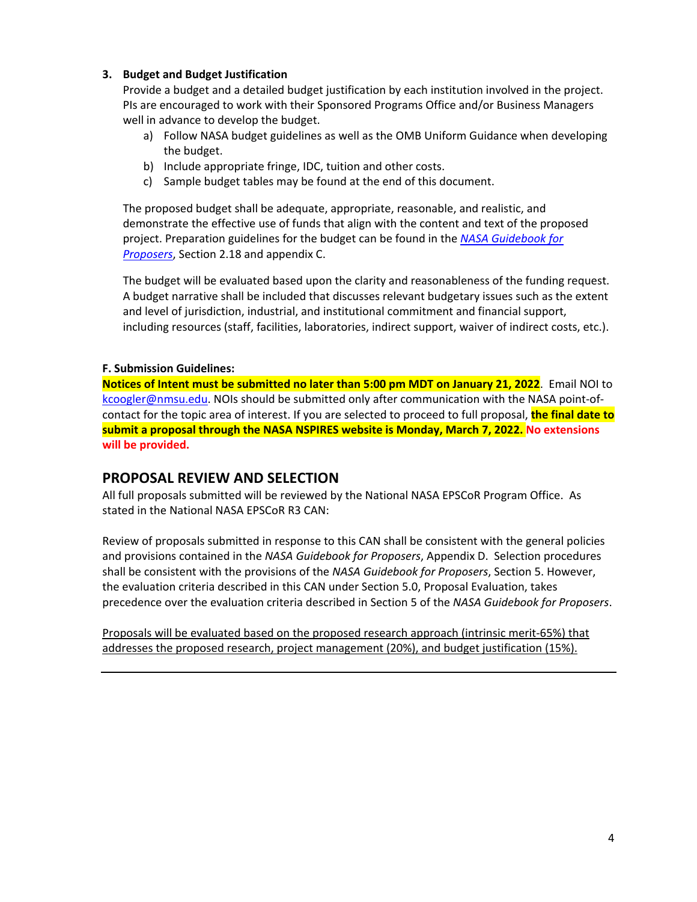### 3. Budget and Budget Justification

Provide a budget and a detailed budget justification by each institution involved in the project. PIs are encouraged to work with their Sponsored Programs Office and/or Business Managers well in advance to develop the budget.

a) Follow NASA budget guidelines as well as the OMB Uniform Guidance when developing the budget.
b) Include appropriate fringe, IDC, tuition and other costs.
c) Sample budget tables may be found at the end of this document.

The proposed budget shall be adequate, appropriate, reasonable, and realistic, and demonstrate the effective use of funds that align with the content and text of the proposed project. Preparation guidelines for the budget can be found in the *NASA Guidebook for Proposers*, Section 2.18 and appendix C.

The budget will be evaluated based upon the clarity and reasonableness of the funding request. A budget narrative shall be included that discusses relevant budgetary issues such as the extent and level of jurisdiction, industrial, and institutional commitment and financial support, including resources (staff, facilities, laboratories, indirect support, waiver of indirect costs, etc.).

**F. Submission Guidelines:**

**Notices of Intent must be submitted no later than 5:00 pm MDT on January 21, 2022**. Email NOI to kcoogler@nmsu.edu. NOIs should be submitted only after communication with the NASA point-of-contact for the topic area of interest. If you are selected to proceed to full proposal, **the final date to submit a proposal through the NASA NSPIRES website is Monday, March 7, 2022. No extensions will be provided.**

## PROPOSAL REVIEW AND SELECTION

All full proposals submitted will be reviewed by the National NASA EPSCoR Program Office. As stated in the National NASA EPSCoR R3 CAN:

Review of proposals submitted in response to this CAN shall be consistent with the general policies and provisions contained in the *NASA Guidebook for Proposers*, Appendix D. Selection procedures shall be consistent with the provisions of the *NASA Guidebook for Proposers*, Section 5. However, the evaluation criteria described in this CAN under Section 5.0, Proposal Evaluation, takes precedence over the evaluation criteria described in Section 5 of the *NASA Guidebook for Proposers*.

Proposals will be evaluated based on the proposed research approach (intrinsic merit-65%) that addresses the proposed research, project management (20%), and budget justification (15%).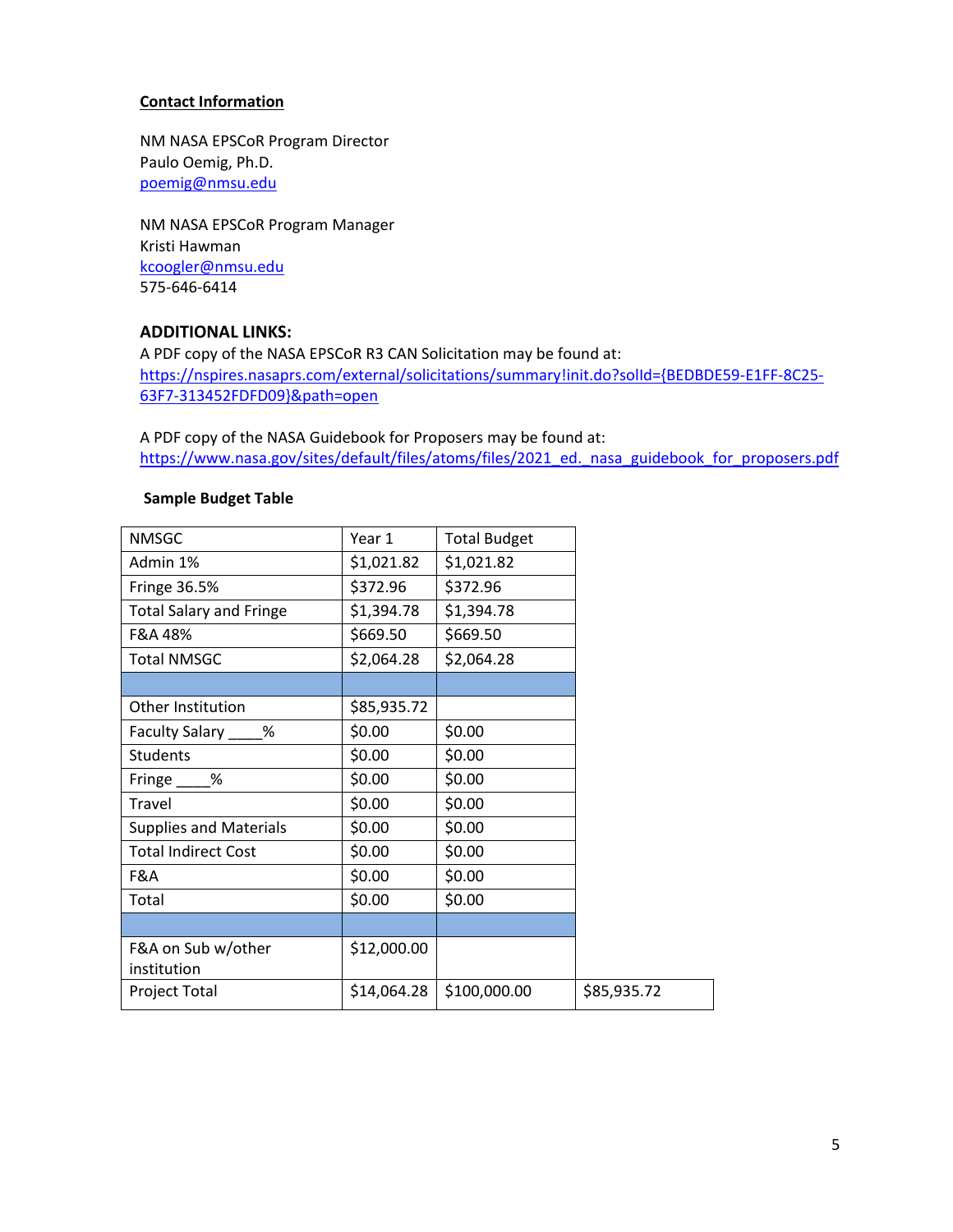**Contact Information**

NM NASA EPSCoR Program Director
Paulo Oemig, Ph.D.
poemig@nmsu.edu

NM NASA EPSCoR Program Manager
Kristi Hawman
kcoogler@nmsu.edu
575-646-6414

### ADDITIONAL LINKS:

A PDF copy of the NASA EPSCoR R3 CAN Solicitation may be found at:
https://nspires.nasaprs.com/external/solicitations/summary!init.do?solId={BEDBDE59-E1FF-8C25-63F7-313452FDFD09}&path=open

A PDF copy of the NASA Guidebook for Proposers may be found at:
https://www.nasa.gov/sites/default/files/atoms/files/2021_ed._nasa_guidebook_for_proposers.pdf

**Sample Budget Table**

| NMSGC | Year 1 | Total Budget | |
|---|---|---|---|
| Admin 1% | $1,021.82 | $1,021.82 | |
| Fringe 36.5% | $372.96 | $372.96 | |
| Total Salary and Fringe | $1,394.78 | $1,394.78 | |
| F&A 48% | $669.50 | $669.50 | |
| Total NMSGC | $2,064.28 | $2,064.28 | |
| | | | |
| Other Institution | $85,935.72 | | |
| Faculty Salary ____% | $0.00 | $0.00 | |
| Students | $0.00 | $0.00 | |
| Fringe ____% | $0.00 | $0.00 | |
| Travel | $0.00 | $0.00 | |
| Supplies and Materials | $0.00 | $0.00 | |
| Total Indirect Cost | $0.00 | $0.00 | |
| F&A | $0.00 | $0.00 | |
| Total | $0.00 | $0.00 | |
| | | | |
| F&A on Sub w/other institution | $12,000.00 | | |
| Project Total | $14,064.28 | $100,000.00 | $85,935.72 |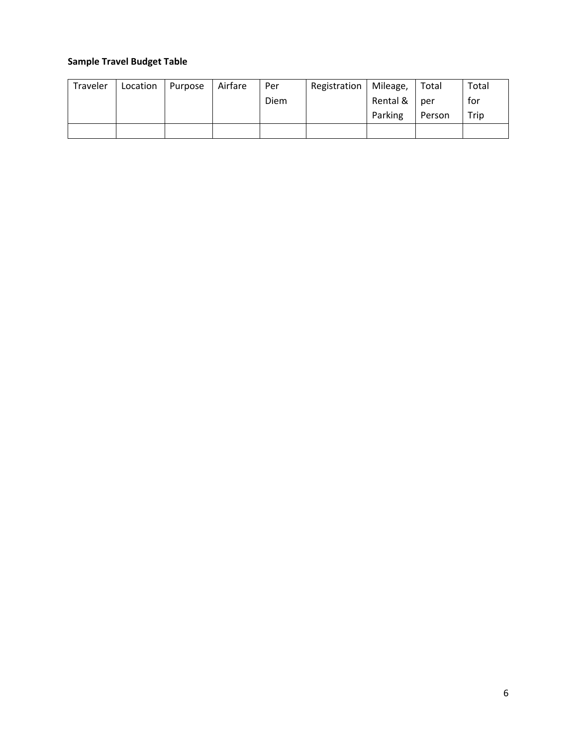**Sample Travel Budget Table**

| Traveler | Location | Purpose | Airfare | Per Diem | Registration | Mileage, Rental & Parking | Total per Person | Total for Trip |
|---|---|---|---|---|---|---|---|---|
| | | | | | | | | |